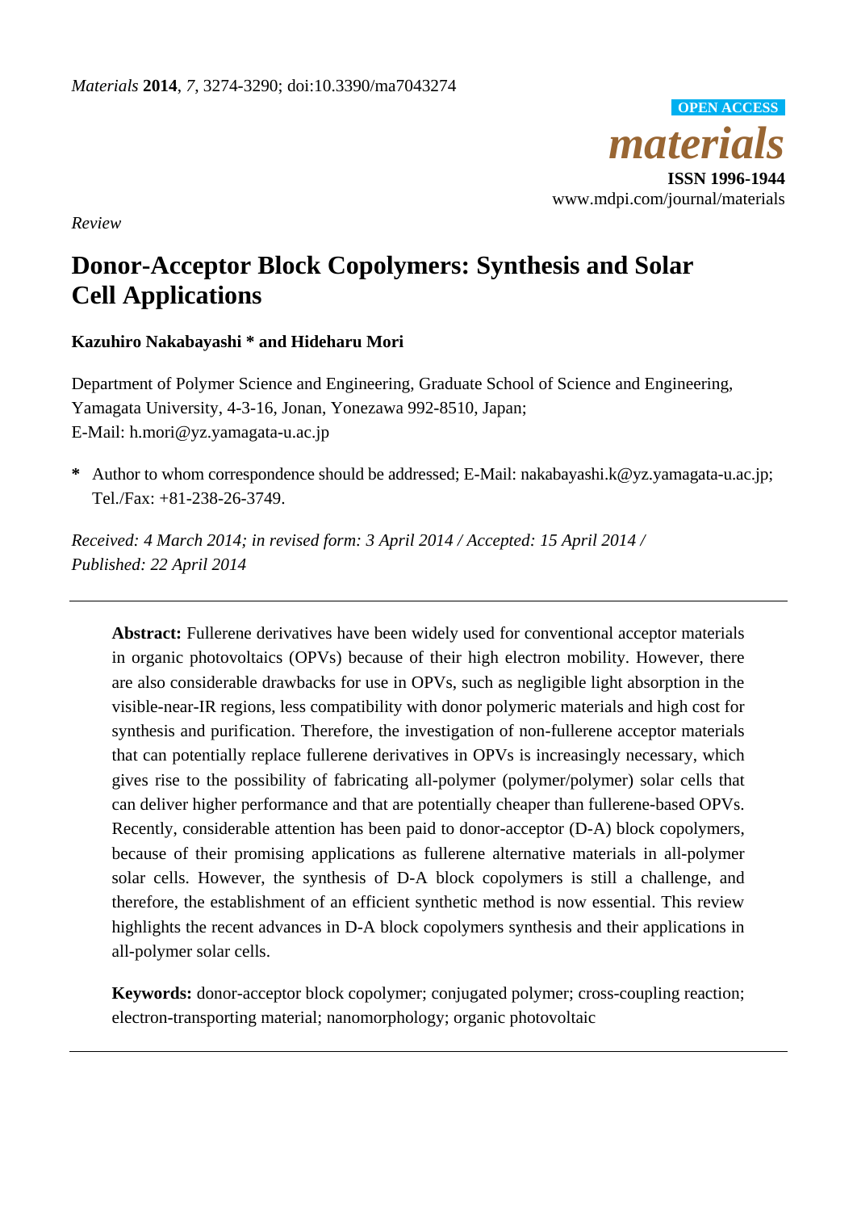*Review*

# Donor-Acceptor Block Copolymers: Synthesis and Solar Cell Applications

**Kazuhiro Nakabayashi * and Hideharu Mori**

Department of Polymer Science and Engineering, Graduate School of Science and Engineering, Yamagata University, 4-3-16, Jonan, Yonezawa 992-8510, Japan;
E-Mail: h.mori@yz.yamagata-u.ac.jp

**\*** Author to whom correspondence should be addressed; E-Mail: nakabayashi.k@yz.yamagata-u.ac.jp; Tel./Fax: +81-238-26-3749.

*Received: 4 March 2014; in revised form: 3 April 2014 / Accepted: 15 April 2014 / Published: 22 April 2014*

---

**Abstract:** Fullerene derivatives have been widely used for conventional acceptor materials in organic photovoltaics (OPVs) because of their high electron mobility. However, there are also considerable drawbacks for use in OPVs, such as negligible light absorption in the visible-near-IR regions, less compatibility with donor polymeric materials and high cost for synthesis and purification. Therefore, the investigation of non-fullerene acceptor materials that can potentially replace fullerene derivatives in OPVs is increasingly necessary, which gives rise to the possibility of fabricating all-polymer (polymer/polymer) solar cells that can deliver higher performance and that are potentially cheaper than fullerene-based OPVs. Recently, considerable attention has been paid to donor-acceptor (D-A) block copolymers, because of their promising applications as fullerene alternative materials in all-polymer solar cells. However, the synthesis of D-A block copolymers is still a challenge, and therefore, the establishment of an efficient synthetic method is now essential. This review highlights the recent advances in D-A block copolymers synthesis and their applications in all-polymer solar cells.

**Keywords:** donor-acceptor block copolymer; conjugated polymer; cross-coupling reaction; electron-transporting material; nanomorphology; organic photovoltaic

---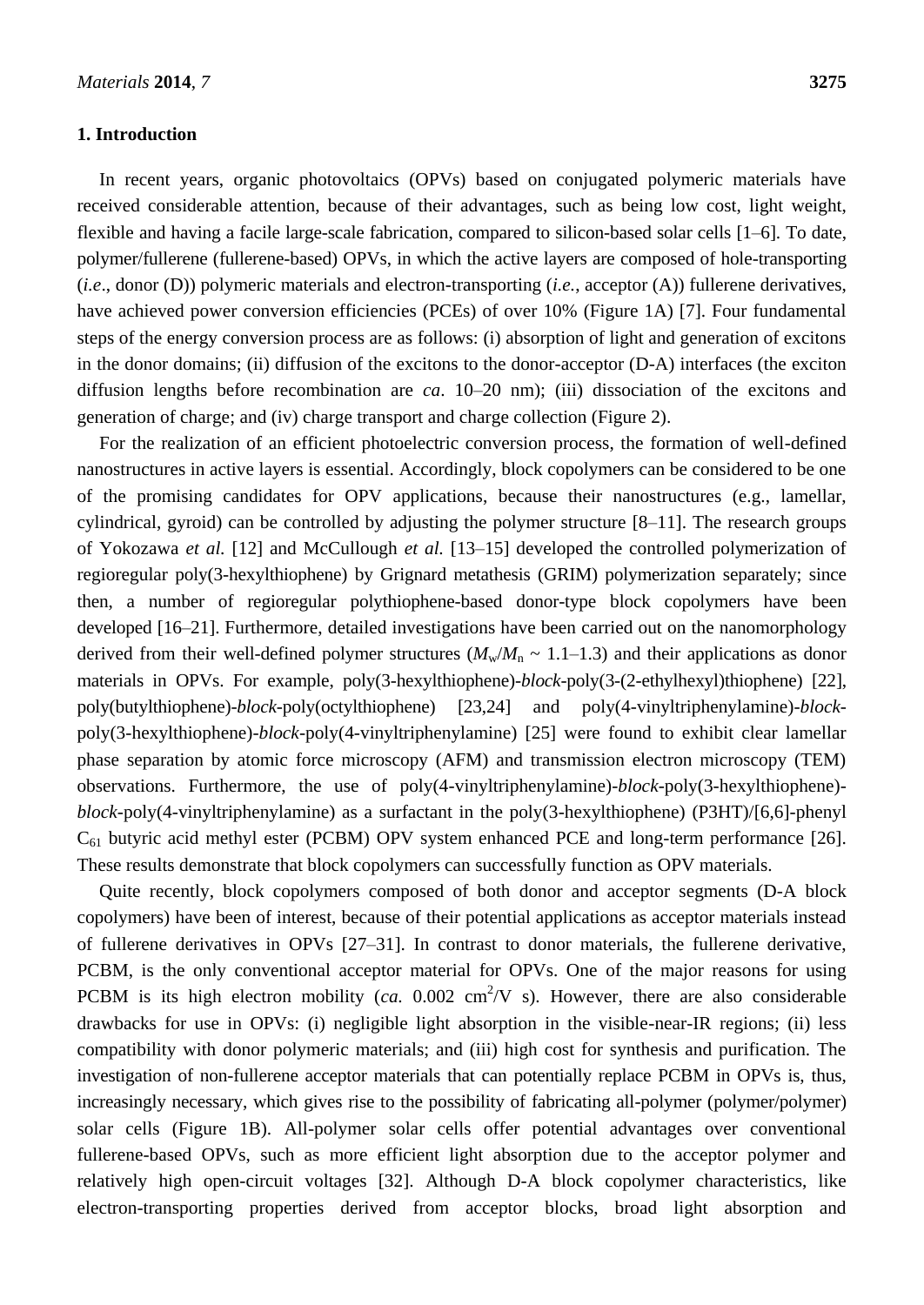## 1. Introduction

In recent years, organic photovoltaics (OPVs) based on conjugated polymeric materials have received considerable attention, because of their advantages, such as being low cost, light weight, flexible and having a facile large-scale fabrication, compared to silicon-based solar cells [1–6]. To date, polymer/fullerene (fullerene-based) OPVs, in which the active layers are composed of hole-transporting (*i.e*., donor (D)) polymeric materials and electron-transporting (*i.e.*, acceptor (A)) fullerene derivatives, have achieved power conversion efficiencies (PCEs) of over 10% (Figure 1A) [7]. Four fundamental steps of the energy conversion process are as follows: (i) absorption of light and generation of excitons in the donor domains; (ii) diffusion of the excitons to the donor-acceptor (D-A) interfaces (the exciton diffusion lengths before recombination are *ca*. 10–20 nm); (iii) dissociation of the excitons and generation of charge; and (iv) charge transport and charge collection (Figure 2).

For the realization of an efficient photoelectric conversion process, the formation of well-defined nanostructures in active layers is essential. Accordingly, block copolymers can be considered to be one of the promising candidates for OPV applications, because their nanostructures (e.g., lamellar, cylindrical, gyroid) can be controlled by adjusting the polymer structure [8–11]. The research groups of Yokozawa *et al.* [12] and McCullough *et al.* [13–15] developed the controlled polymerization of regioregular poly(3-hexylthiophene) by Grignard metathesis (GRIM) polymerization separately; since then, a number of regioregular polythiophene-based donor-type block copolymers have been developed [16–21]. Furthermore, detailed investigations have been carried out on the nanomorphology derived from their well-defined polymer structures ($M_w/M_n$ ~ 1.1–1.3) and their applications as donor materials in OPVs. For example, poly(3-hexylthiophene)-*block*-poly(3-(2-ethylhexyl)thiophene) [22], poly(butylthiophene)-*block*-poly(octylthiophene) [23,24] and poly(4-vinyltriphenylamine)-*block*-poly(3-hexylthiophene)-*block*-poly(4-vinyltriphenylamine) [25] were found to exhibit clear lamellar phase separation by atomic force microscopy (AFM) and transmission electron microscopy (TEM) observations. Furthermore, the use of poly(4-vinyltriphenylamine)-*block*-poly(3-hexylthiophene)-*block*-poly(4-vinyltriphenylamine) as a surfactant in the poly(3-hexylthiophene) (P3HT)/[6,6]-phenyl $C_{61}$ butyric acid methyl ester (PCBM) OPV system enhanced PCE and long-term performance [26]. These results demonstrate that block copolymers can successfully function as OPV materials.

Quite recently, block copolymers composed of both donor and acceptor segments (D-A block copolymers) have been of interest, because of their potential applications as acceptor materials instead of fullerene derivatives in OPVs [27–31]. In contrast to donor materials, the fullerene derivative, PCBM, is the only conventional acceptor material for OPVs. One of the major reasons for using PCBM is its high electron mobility (*ca.* 0.002 $cm^2$/V s). However, there are also considerable drawbacks for use in OPVs: (i) negligible light absorption in the visible-near-IR regions; (ii) less compatibility with donor polymeric materials; and (iii) high cost for synthesis and purification. The investigation of non-fullerene acceptor materials that can potentially replace PCBM in OPVs is, thus, increasingly necessary, which gives rise to the possibility of fabricating all-polymer (polymer/polymer) solar cells (Figure 1B). All-polymer solar cells offer potential advantages over conventional fullerene-based OPVs, such as more efficient light absorption due to the acceptor polymer and relatively high open-circuit voltages [32]. Although D-A block copolymer characteristics, like electron-transporting properties derived from acceptor blocks, broad light absorption and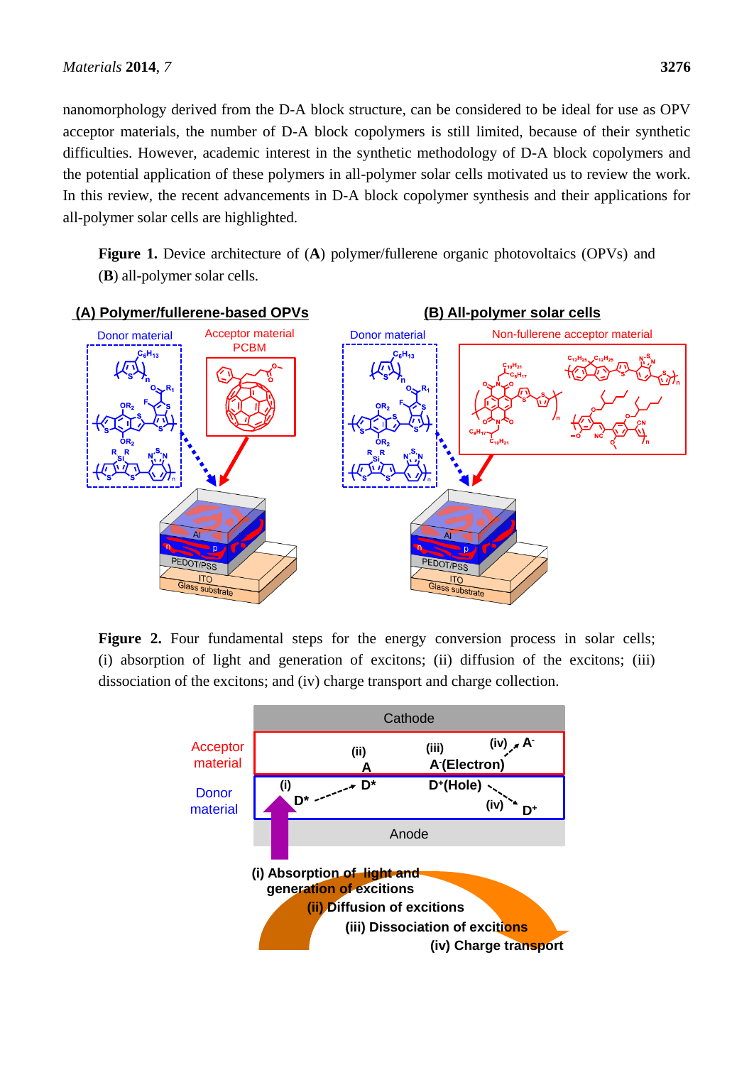nanomorphology derived from the D-A block structure, can be considered to be ideal for use as OPV acceptor materials, the number of D-A block copolymers is still limited, because of their synthetic difficulties. However, academic interest in the synthetic methodology of D-A block copolymers and the potential application of these polymers in all-polymer solar cells motivated us to review the work. In this review, the recent advancements in D-A block copolymer synthesis and their applications for all-polymer solar cells are highlighted.

**Figure 1.** Device architecture of (**A**) polymer/fullerene organic photovoltaics (OPVs) and (**B**) all-polymer solar cells.

**Figure 2.** Four fundamental steps for the energy conversion process in solar cells; (i) absorption of light and generation of excitons; (ii) diffusion of the excitons; (iii) dissociation of the excitons; and (iv) charge transport and charge collection.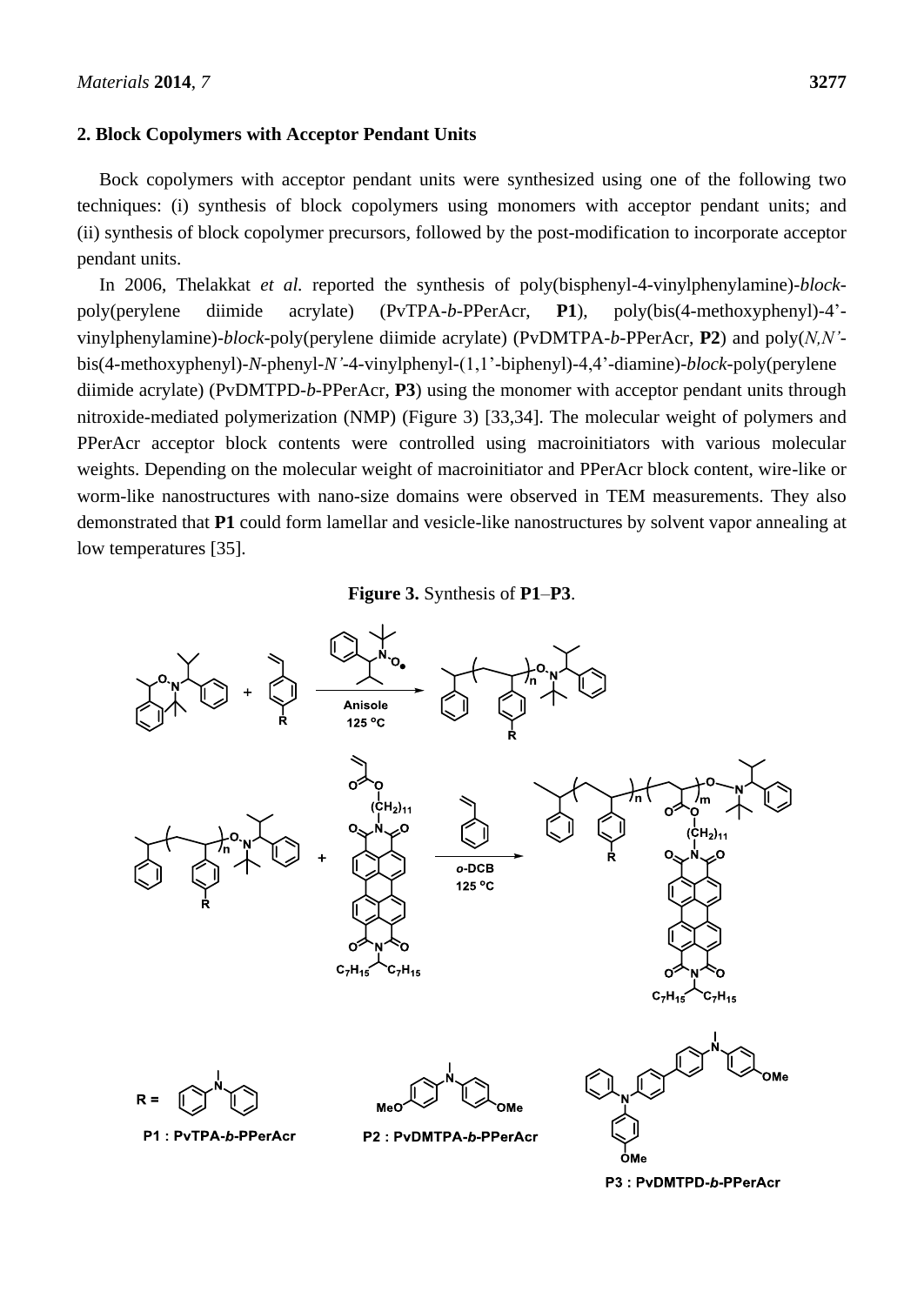## 2. Block Copolymers with Acceptor Pendant Units

Bock copolymers with acceptor pendant units were synthesized using one of the following two techniques: (i) synthesis of block copolymers using monomers with acceptor pendant units; and (ii) synthesis of block copolymer precursors, followed by the post-modification to incorporate acceptor pendant units.

In 2006, Thelakkat *et al.* reported the synthesis of poly(bisphenyl-4-vinylphenylamine)-*block*-poly(perylene diimide acrylate) (PvTPA-*b*-PPerAcr, **P1**), poly(bis(4-methoxyphenyl)-4'-vinylphenylamine)-*block*-poly(perylene diimide acrylate) (PvDMTPA-*b*-PPerAcr, **P2**) and poly(*N,N'*-bis(4-methoxyphenyl)-*N*-phenyl-*N'*-4-vinylphenyl-(1,1'-biphenyl)-4,4'-diamine)-*block*-poly(perylene diimide acrylate) (PvDMTPD-*b*-PPerAcr, **P3**) using the monomer with acceptor pendant units through nitroxide-mediated polymerization (NMP) (Figure 3) [33,34]. The molecular weight of polymers and PPerAcr acceptor block contents were controlled using macroinitiators with various molecular weights. Depending on the molecular weight of macroinitiator and PPerAcr block content, wire-like or worm-like nanostructures with nano-size domains were observed in TEM measurements. They also demonstrated that **P1** could form lamellar and vesicle-like nanostructures by solvent vapor annealing at low temperatures [35].

**Figure 3.** Synthesis of **P1**–**P3**.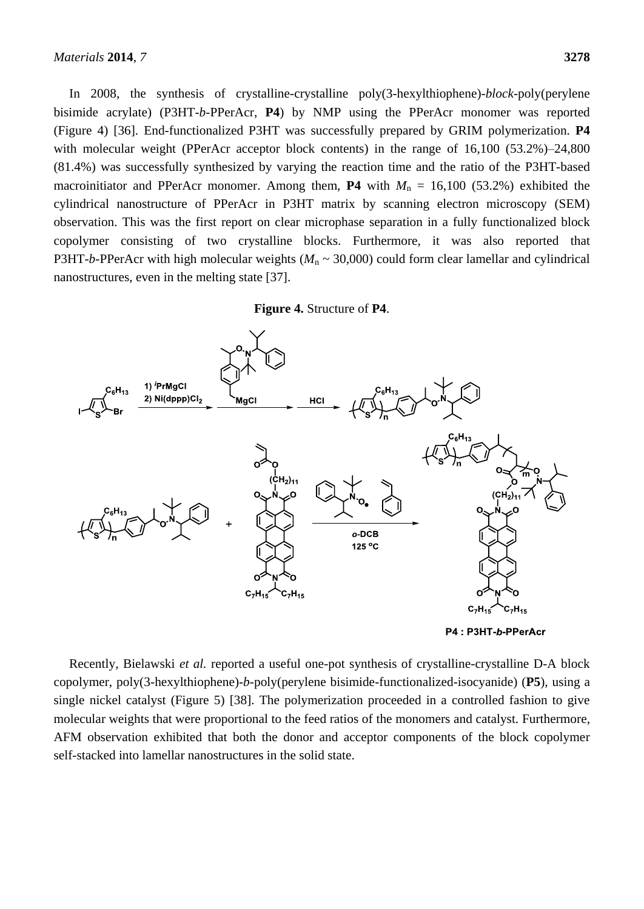In 2008, the synthesis of crystalline-crystalline poly(3-hexylthiophene)-*block*-poly(perylene bisimide acrylate) (P3HT-*b*-PPerAcr, **P4**) by NMP using the PPerAcr monomer was reported (Figure 4) [36]. End-functionalized P3HT was successfully prepared by GRIM polymerization. **P4** with molecular weight (PPerAcr acceptor block contents) in the range of 16,100 (53.2%)–24,800 (81.4%) was successfully synthesized by varying the reaction time and the ratio of the P3HT-based macroinitiator and PPerAcr monomer. Among them, **P4** with $M_n$ = 16,100 (53.2%) exhibited the cylindrical nanostructure of PPerAcr in P3HT matrix by scanning electron microscopy (SEM) observation. This was the first report on clear microphase separation in a fully functionalized block copolymer consisting of two crystalline blocks. Furthermore, it was also reported that P3HT-*b*-PPerAcr with high molecular weights ($M_n$ ~ 30,000) could form clear lamellar and cylindrical nanostructures, even in the melting state [37].

**Figure 4.** Structure of **P4**.

Recently, Bielawski *et al.* reported a useful one-pot synthesis of crystalline-crystalline D-A block copolymer, poly(3-hexylthiophene)-*b*-poly(perylene bisimide-functionalized-isocyanide) (**P5**), using a single nickel catalyst (Figure 5) [38]. The polymerization proceeded in a controlled fashion to give molecular weights that were proportional to the feed ratios of the monomers and catalyst. Furthermore, AFM observation exhibited that both the donor and acceptor components of the block copolymer self-stacked into lamellar nanostructures in the solid state.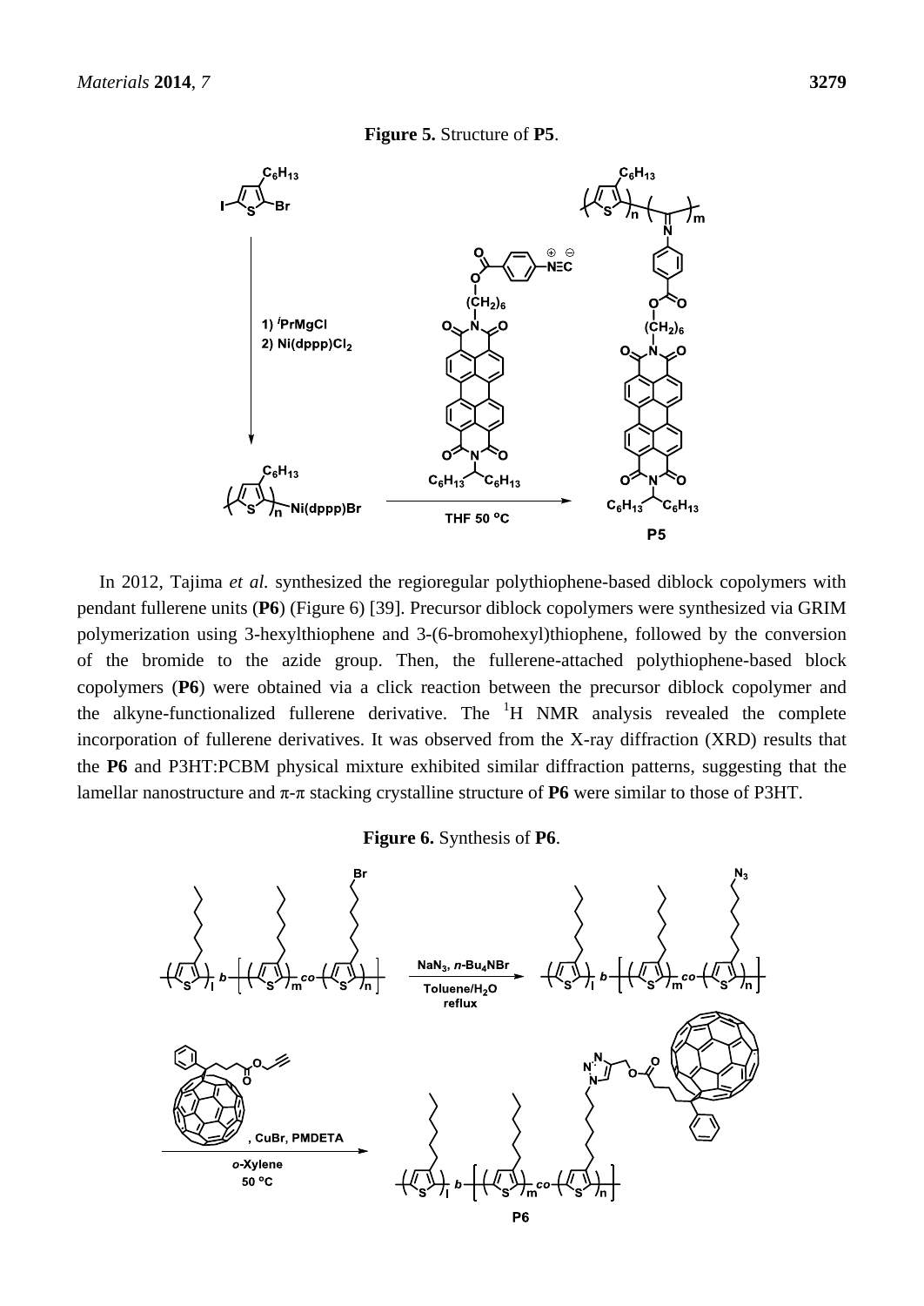**Figure 5.** Structure of **P5**.

In 2012, Tajima *et al.* synthesized the regioregular polythiophene-based diblock copolymers with pendant fullerene units (**P6**) (Figure 6) [39]. Precursor diblock copolymers were synthesized via GRIM polymerization using 3-hexylthiophene and 3-(6-bromohexyl)thiophene, followed by the conversion of the bromide to the azide group. Then, the fullerene-attached polythiophene-based block copolymers (**P6**) were obtained via a click reaction between the precursor diblock copolymer and the alkyne-functionalized fullerene derivative. The $^{1}$H NMR analysis revealed the complete incorporation of fullerene derivatives. It was observed from the X-ray diffraction (XRD) results that the **P6** and P3HT:PCBM physical mixture exhibited similar diffraction patterns, suggesting that the lamellar nanostructure and π-π stacking crystalline structure of **P6** were similar to those of P3HT.

**Figure 6.** Synthesis of **P6**.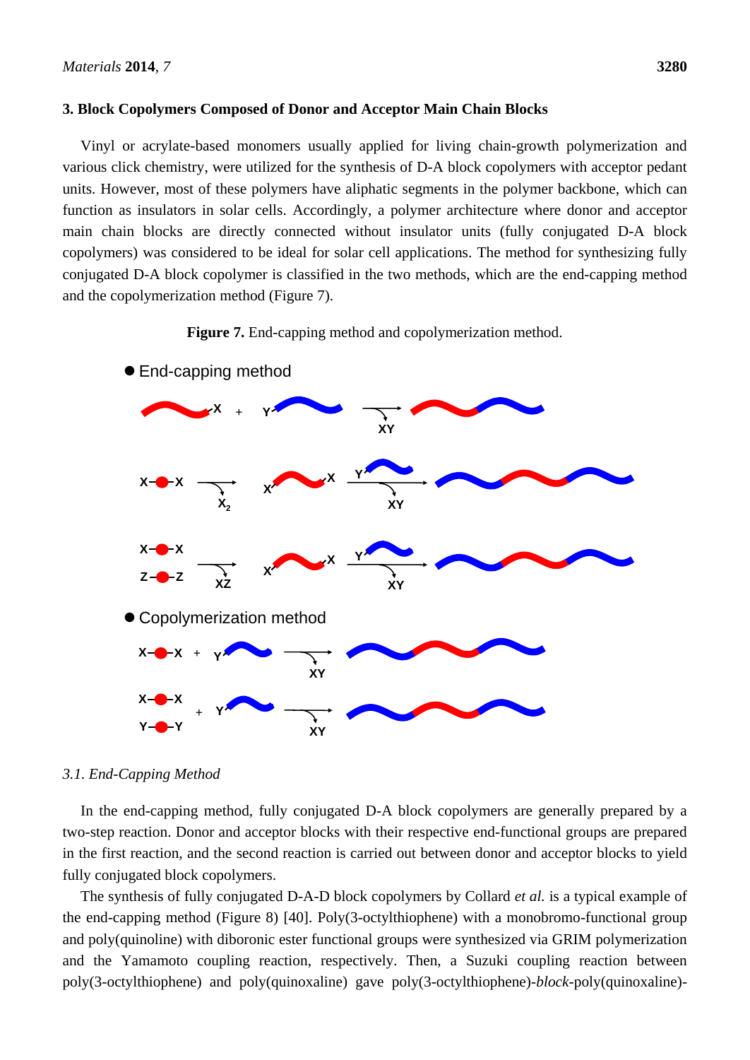## 3. Block Copolymers Composed of Donor and Acceptor Main Chain Blocks

Vinyl or acrylate-based monomers usually applied for living chain-growth polymerization and various click chemistry, were utilized for the synthesis of D-A block copolymers with acceptor pedant units. However, most of these polymers have aliphatic segments in the polymer backbone, which can function as insulators in solar cells. Accordingly, a polymer architecture where donor and acceptor main chain blocks are directly connected without insulator units (fully conjugated D-A block copolymers) was considered to be ideal for solar cell applications. The method for synthesizing fully conjugated D-A block copolymer is classified in the two methods, which are the end-capping method and the copolymerization method (Figure 7).

**Figure 7.** End-capping method and copolymerization method.

### *3.1. End-Capping Method*

In the end-capping method, fully conjugated D-A block copolymers are generally prepared by a two-step reaction. Donor and acceptor blocks with their respective end-functional groups are prepared in the first reaction, and the second reaction is carried out between donor and acceptor blocks to yield fully conjugated block copolymers.

The synthesis of fully conjugated D-A-D block copolymers by Collard *et al.* is a typical example of the end-capping method (Figure 8) [40]. Poly(3-octylthiophene) with a monobromo-functional group and poly(quinoline) with diboronic ester functional groups were synthesized via GRIM polymerization and the Yamamoto coupling reaction, respectively. Then, a Suzuki coupling reaction between poly(3-octylthiophene) and poly(quinoxaline) gave poly(3-octylthiophene)-*block*-poly(quinoxaline)-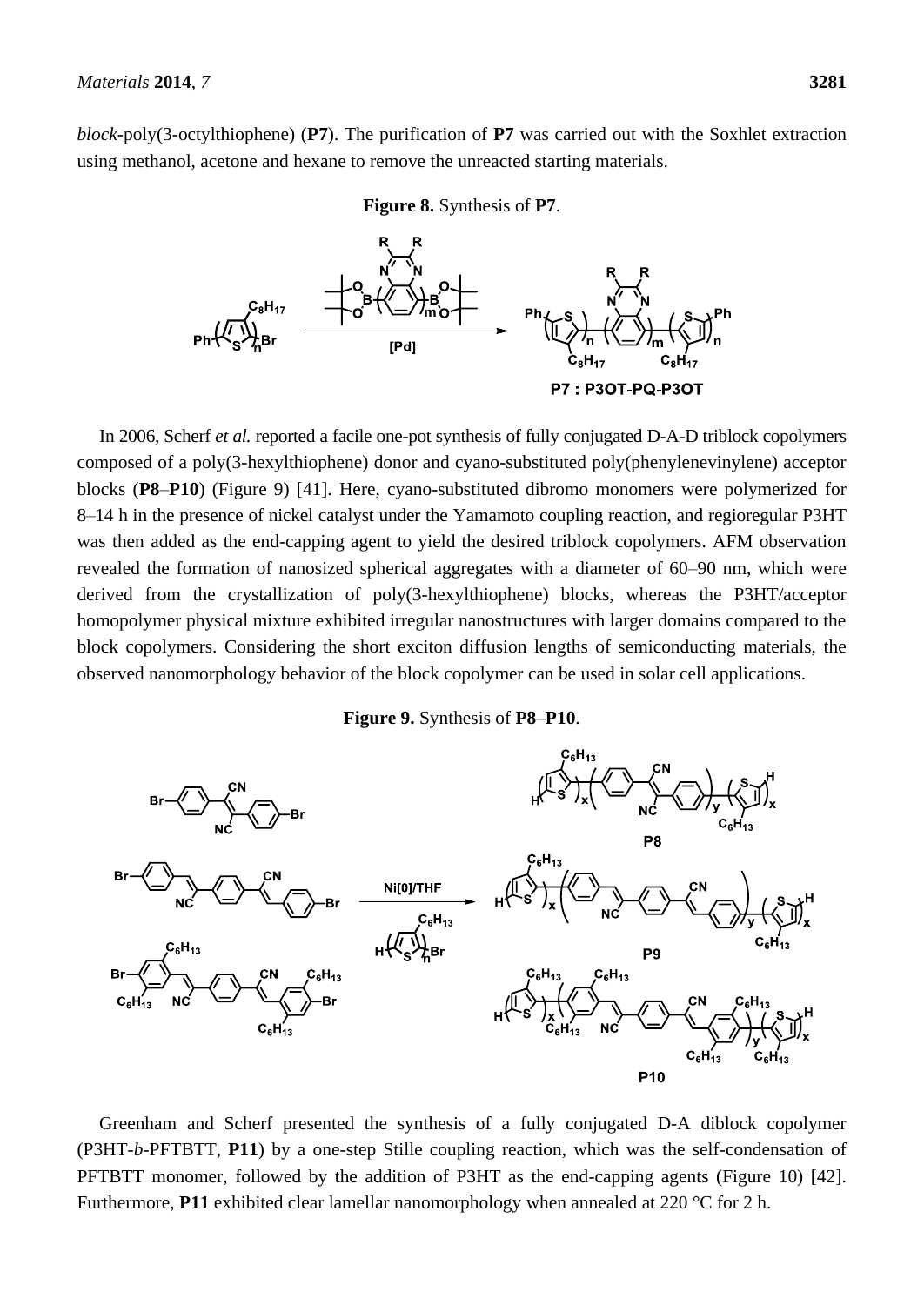*block*-poly(3-octylthiophene) (**P7**). The purification of **P7** was carried out with the Soxhlet extraction using methanol, acetone and hexane to remove the unreacted starting materials.

**Figure 8.** Synthesis of **P7**.

In 2006, Scherf *et al.* reported a facile one-pot synthesis of fully conjugated D-A-D triblock copolymers composed of a poly(3-hexylthiophene) donor and cyano-substituted poly(phenylenevinylene) acceptor blocks (**P8**–**P10**) (Figure 9) [41]. Here, cyano-substituted dibromo monomers were polymerized for 8–14 h in the presence of nickel catalyst under the Yamamoto coupling reaction, and regioregular P3HT was then added as the end-capping agent to yield the desired triblock copolymers. AFM observation revealed the formation of nanosized spherical aggregates with a diameter of 60–90 nm, which were derived from the crystallization of poly(3-hexylthiophene) blocks, whereas the P3HT/acceptor homopolymer physical mixture exhibited irregular nanostructures with larger domains compared to the block copolymers. Considering the short exciton diffusion lengths of semiconducting materials, the observed nanomorphology behavior of the block copolymer can be used in solar cell applications.

**Figure 9.** Synthesis of **P8**–**P10**.

Greenham and Scherf presented the synthesis of a fully conjugated D-A diblock copolymer (P3HT-*b*-PFTBTT, **P11**) by a one-step Stille coupling reaction, which was the self-condensation of PFTBTT monomer, followed by the addition of P3HT as the end-capping agents (Figure 10) [42]. Furthermore, **P11** exhibited clear lamellar nanomorphology when annealed at 220 °C for 2 h.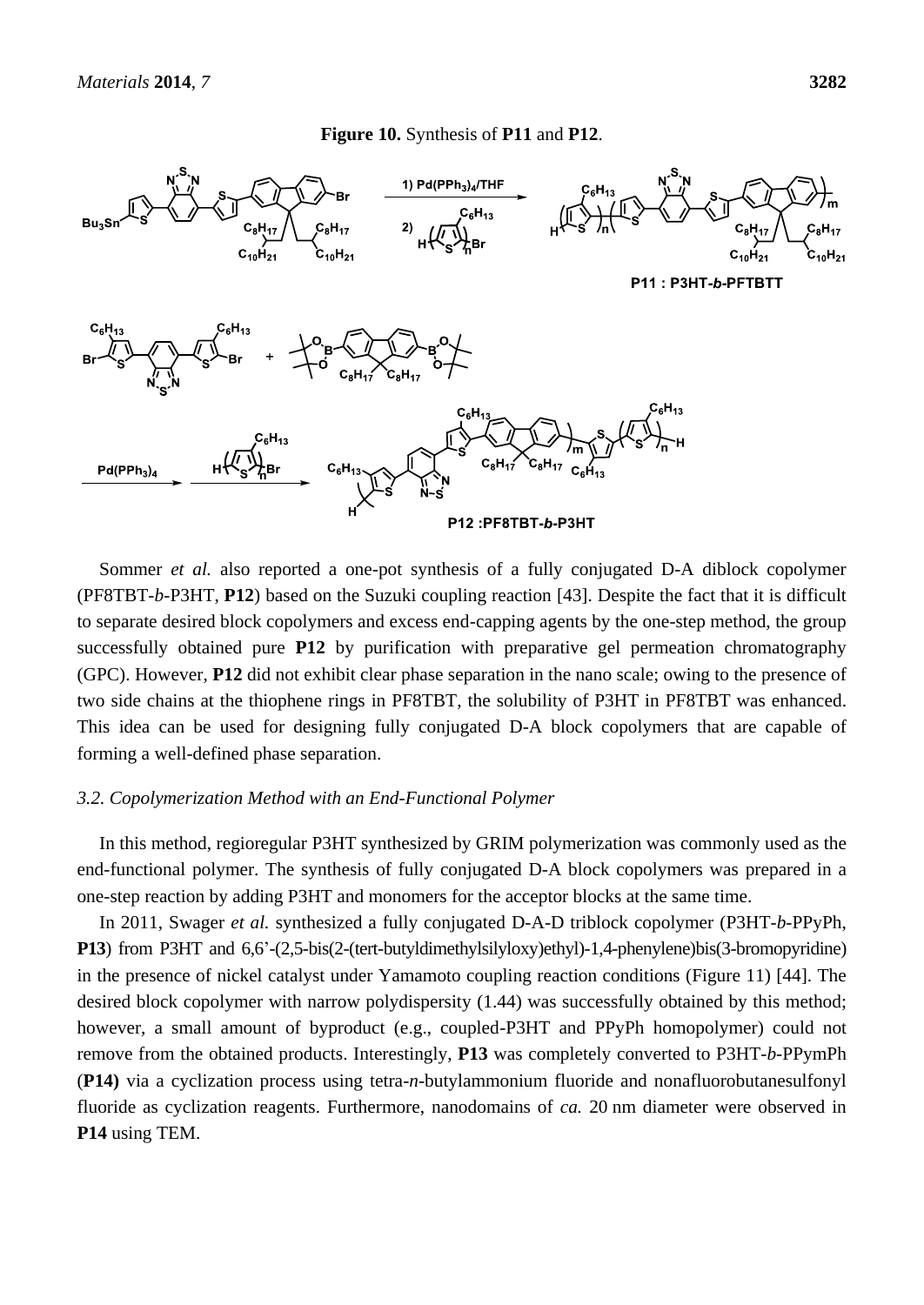**Figure 10.** Synthesis of **P11** and **P12**.

Sommer *et al.* also reported a one-pot synthesis of a fully conjugated D-A diblock copolymer (PF8TBT-*b*-P3HT, **P12**) based on the Suzuki coupling reaction [43]. Despite the fact that it is difficult to separate desired block copolymers and excess end-capping agents by the one-step method, the group successfully obtained pure **P12** by purification with preparative gel permeation chromatography (GPC). However, **P12** did not exhibit clear phase separation in the nano scale; owing to the presence of two side chains at the thiophene rings in PF8TBT, the solubility of P3HT in PF8TBT was enhanced. This idea can be used for designing fully conjugated D-A block copolymers that are capable of forming a well-defined phase separation.

### *3.2. Copolymerization Method with an End-Functional Polymer*

In this method, regioregular P3HT synthesized by GRIM polymerization was commonly used as the end-functional polymer. The synthesis of fully conjugated D-A block copolymers was prepared in a one-step reaction by adding P3HT and monomers for the acceptor blocks at the same time.

In 2011, Swager *et al.* synthesized a fully conjugated D-A-D triblock copolymer (P3HT-*b*-PPyPh, **P13**) from P3HT and 6,6'-(2,5-bis(2-(tert-butyldimethylsilyloxy)ethyl)-1,4-phenylene)bis(3-bromopyridine) in the presence of nickel catalyst under Yamamoto coupling reaction conditions (Figure 11) [44]. The desired block copolymer with narrow polydispersity (1.44) was successfully obtained by this method; however, a small amount of byproduct (e.g., coupled-P3HT and PPyPh homopolymer) could not remove from the obtained products. Interestingly, **P13** was completely converted to P3HT-*b*-PPymPh (**P14)** via a cyclization process using tetra-*n*-butylammonium fluoride and nonafluorobutanesulfonyl fluoride as cyclization reagents. Furthermore, nanodomains of *ca.* 20 nm diameter were observed in **P14** using TEM.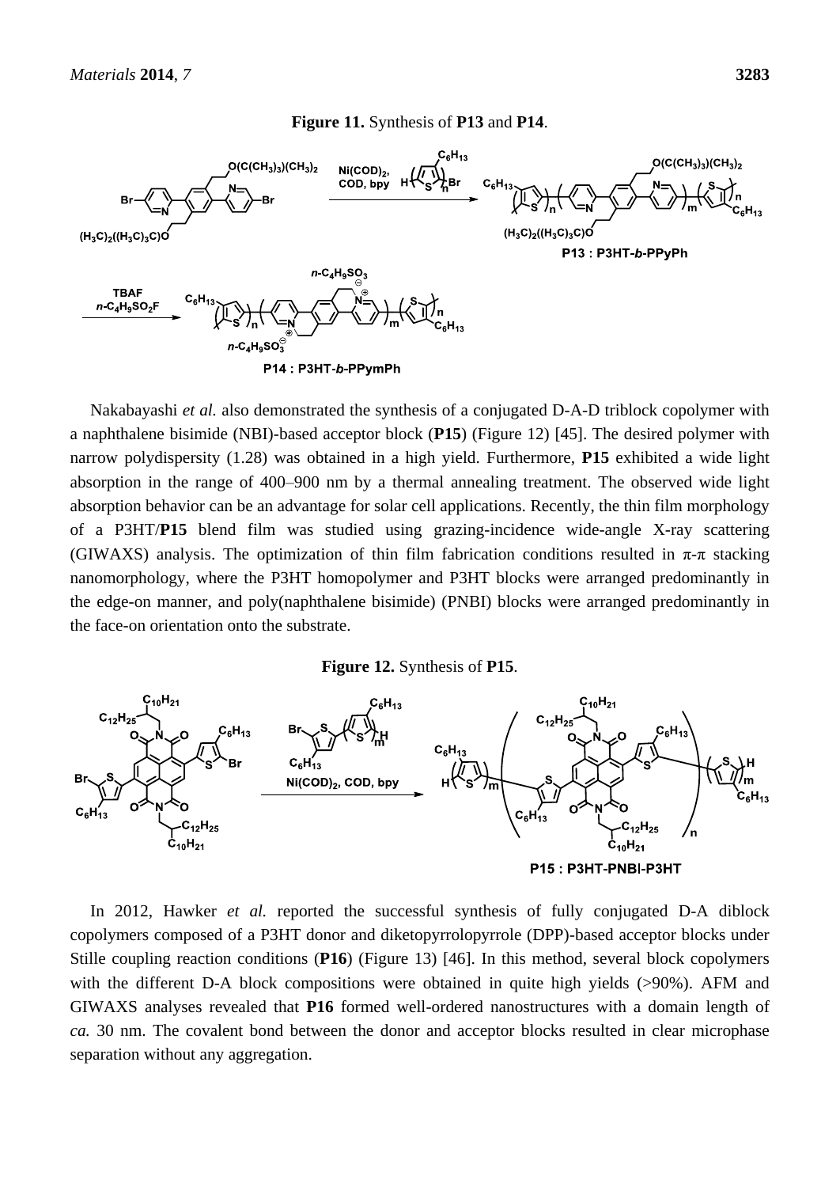**Figure 11.** Synthesis of **P13** and **P14**.

Nakabayashi *et al.* also demonstrated the synthesis of a conjugated D-A-D triblock copolymer with a naphthalene bisimide (NBI)-based acceptor block (**P15**) (Figure 12) [45]. The desired polymer with narrow polydispersity (1.28) was obtained in a high yield. Furthermore, **P15** exhibited a wide light absorption in the range of 400–900 nm by a thermal annealing treatment. The observed wide light absorption behavior can be an advantage for solar cell applications. Recently, the thin film morphology of a P3HT/**P15** blend film was studied using grazing-incidence wide-angle X-ray scattering (GIWAXS) analysis. The optimization of thin film fabrication conditions resulted in π-π stacking nanomorphology, where the P3HT homopolymer and P3HT blocks were arranged predominantly in the edge-on manner, and poly(naphthalene bisimide) (PNBI) blocks were arranged predominantly in the face-on orientation onto the substrate.

**Figure 12.** Synthesis of **P15**.

In 2012, Hawker *et al.* reported the successful synthesis of fully conjugated D-A diblock copolymers composed of a P3HT donor and diketopyrrolopyrrole (DPP)-based acceptor blocks under Stille coupling reaction conditions (**P16**) (Figure 13) [46]. In this method, several block copolymers with the different D-A block compositions were obtained in quite high yields (>90%). AFM and GIWAXS analyses revealed that **P16** formed well-ordered nanostructures with a domain length of *ca.* 30 nm. The covalent bond between the donor and acceptor blocks resulted in clear microphase separation without any aggregation.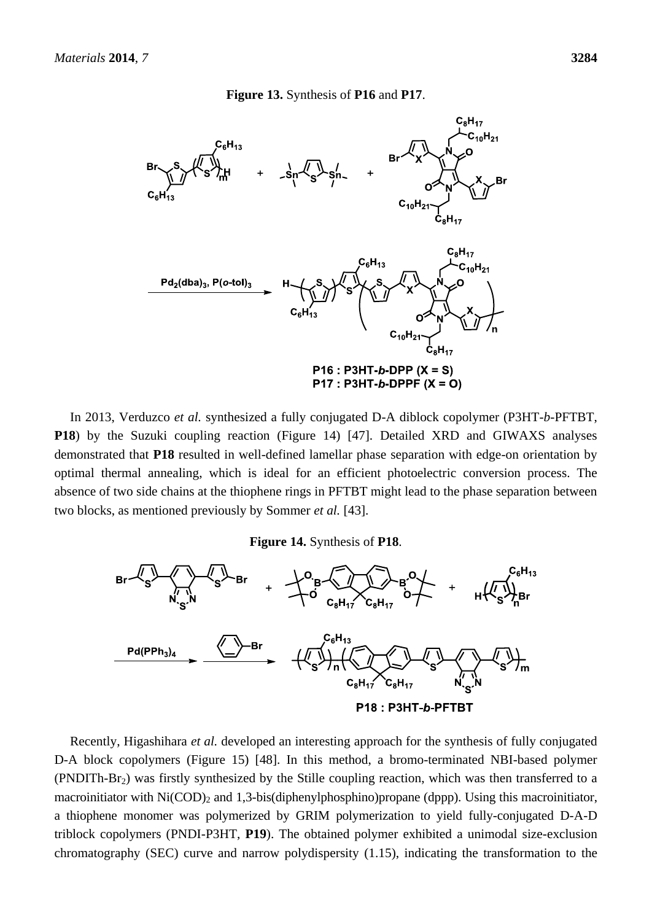**Figure 13.** Synthesis of **P16** and **P17**.

In 2013, Verduzco *et al.* synthesized a fully conjugated D-A diblock copolymer (P3HT-*b*-PFTBT, **P18**) by the Suzuki coupling reaction (Figure 14) [47]. Detailed XRD and GIWAXS analyses demonstrated that **P18** resulted in well-defined lamellar phase separation with edge-on orientation by optimal thermal annealing, which is ideal for an efficient photoelectric conversion process. The absence of two side chains at the thiophene rings in PFTBT might lead to the phase separation between two blocks, as mentioned previously by Sommer *et al.* [43].

**Figure 14.** Synthesis of **P18**.

Recently, Higashihara *et al.* developed an interesting approach for the synthesis of fully conjugated D-A block copolymers (Figure 15) [48]. In this method, a bromo-terminated NBI-based polymer (PNDITh-$Br_2$) was firstly synthesized by the Stille coupling reaction, which was then transferred to a macroinitiator with $Ni(COD)_2$ and 1,3-bis(diphenylphosphino)propane (dppp). Using this macroinitiator, a thiophene monomer was polymerized by GRIM polymerization to yield fully-conjugated D-A-D triblock copolymers (PNDI-P3HT, **P19**). The obtained polymer exhibited a unimodal size-exclusion chromatography (SEC) curve and narrow polydispersity (1.15), indicating the transformation to the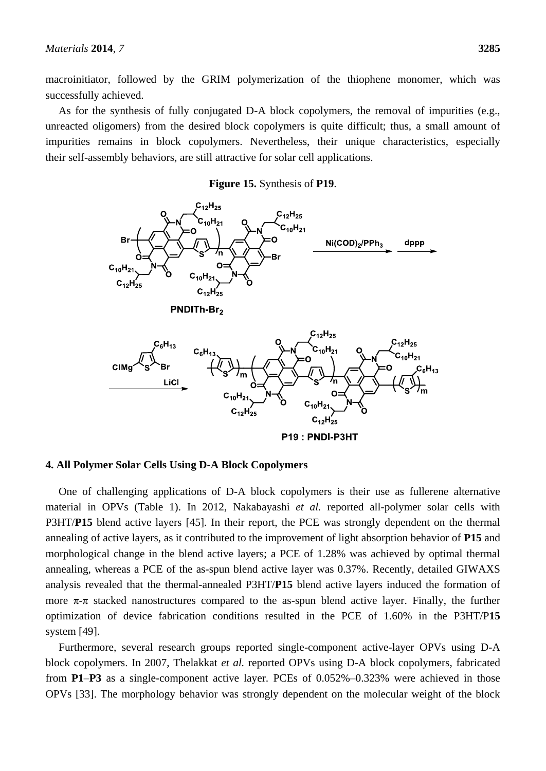macroinitiator, followed by the GRIM polymerization of the thiophene monomer, which was successfully achieved.

As for the synthesis of fully conjugated D-A block copolymers, the removal of impurities (e.g., unreacted oligomers) from the desired block copolymers is quite difficult; thus, a small amount of impurities remains in block copolymers. Nevertheless, their unique characteristics, especially their self-assembly behaviors, are still attractive for solar cell applications.

**Figure 15.** Synthesis of **P19**.

## 4. All Polymer Solar Cells Using D-A Block Copolymers

One of challenging applications of D-A block copolymers is their use as fullerene alternative material in OPVs (Table 1). In 2012, Nakabayashi *et al.* reported all-polymer solar cells with P3HT/**P15** blend active layers [45]. In their report, the PCE was strongly dependent on the thermal annealing of active layers, as it contributed to the improvement of light absorption behavior of **P15** and morphological change in the blend active layers; a PCE of 1.28% was achieved by optimal thermal annealing, whereas a PCE of the as-spun blend active layer was 0.37%. Recently, detailed GIWAXS analysis revealed that the thermal-annealed P3HT/**P15** blend active layers induced the formation of more π-π stacked nanostructures compared to the as-spun blend active layer. Finally, the further optimization of device fabrication conditions resulted in the PCE of 1.60% in the P3HT/P**15** system [49].

Furthermore, several research groups reported single-component active-layer OPVs using D-A block copolymers. In 2007, Thelakkat *et al.* reported OPVs using D-A block copolymers, fabricated from **P1**–**P3** as a single-component active layer. PCEs of 0.052%–0.323% were achieved in those OPVs [33]. The morphology behavior was strongly dependent on the molecular weight of the block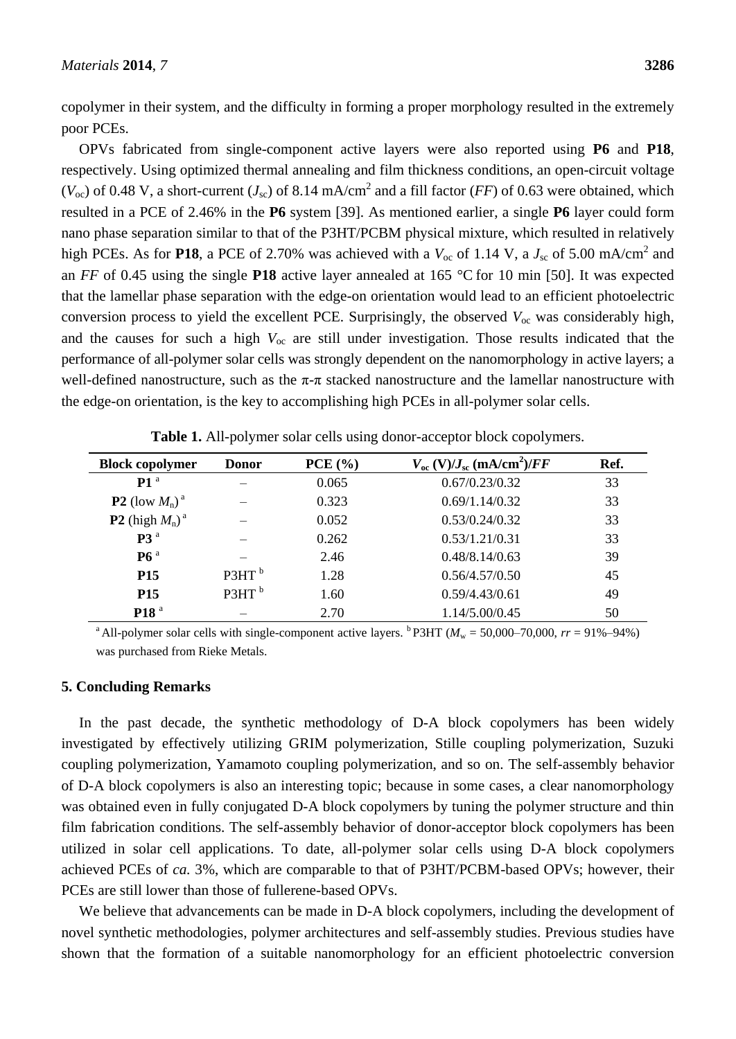copolymer in their system, and the difficulty in forming a proper morphology resulted in the extremely poor PCEs.

OPVs fabricated from single-component active layers were also reported using **P6** and **P18**, respectively. Using optimized thermal annealing and film thickness conditions, an open-circuit voltage ($V_{oc}$) of 0.48 V, a short-current ($J_{sc}$) of 8.14 mA/cm$^2$ and a fill factor (*FF*) of 0.63 were obtained, which resulted in a PCE of 2.46% in the **P6** system [39]. As mentioned earlier, a single **P6** layer could form nano phase separation similar to that of the P3HT/PCBM physical mixture, which resulted in relatively high PCEs. As for **P18**, a PCE of 2.70% was achieved with a $V_{oc}$ of 1.14 V, a $J_{sc}$ of 5.00 mA/cm$^2$ and an *FF* of 0.45 using the single **P18** active layer annealed at 165 °C for 10 min [50]. It was expected that the lamellar phase separation with the edge-on orientation would lead to an efficient photoelectric conversion process to yield the excellent PCE. Surprisingly, the observed $V_{oc}$ was considerably high, and the causes for such a high $V_{oc}$ are still under investigation. Those results indicated that the performance of all-polymer solar cells was strongly dependent on the nanomorphology in active layers; a well-defined nanostructure, such as the π-π stacked nanostructure and the lamellar nanostructure with the edge-on orientation, is the key to accomplishing high PCEs in all-polymer solar cells.

**Table 1.** All-polymer solar cells using donor-acceptor block copolymers.

| Block copolymer | Donor | PCE (%) | $V_{oc}$ (V)/$J_{sc}$ (mA/cm$^2$)/*FF* | Ref. |
|---|---|---|---|---|
| **P1** [a] | – | 0.065 | 0.67/0.23/0.32 | 33 |
| **P2** (low $M_n$) [a] | – | 0.323 | 0.69/1.14/0.32 | 33 |
| **P2** (high $M_n$) [a] | – | 0.052 | 0.53/0.24/0.32 | 33 |
| **P3** [a] | – | 0.262 | 0.53/1.21/0.31 | 33 |
| **P6** [a] | – | 2.46 | 0.48/8.14/0.63 | 39 |
| **P15** | P3HT [b] | 1.28 | 0.56/4.57/0.50 | 45 |
| **P15** | P3HT [b] | 1.60 | 0.59/4.43/0.61 | 49 |
| **P18** [a] | – | 2.70 | 1.14/5.00/0.45 | 50 |

[a] All-polymer solar cells with single-component active layers. [b] P3HT ($M_w$ = 50,000–70,000, *rr* = 91%–94%) was purchased from Rieke Metals.

## 5. Concluding Remarks

In the past decade, the synthetic methodology of D-A block copolymers has been widely investigated by effectively utilizing GRIM polymerization, Stille coupling polymerization, Suzuki coupling polymerization, Yamamoto coupling polymerization, and so on. The self-assembly behavior of D-A block copolymers is also an interesting topic; because in some cases, a clear nanomorphology was obtained even in fully conjugated D-A block copolymers by tuning the polymer structure and thin film fabrication conditions. The self-assembly behavior of donor-acceptor block copolymers has been utilized in solar cell applications. To date, all-polymer solar cells using D-A block copolymers achieved PCEs of *ca.* 3%, which are comparable to that of P3HT/PCBM-based OPVs; however, their PCEs are still lower than those of fullerene-based OPVs.

We believe that advancements can be made in D-A block copolymers, including the development of novel synthetic methodologies, polymer architectures and self-assembly studies. Previous studies have shown that the formation of a suitable nanomorphology for an efficient photoelectric conversion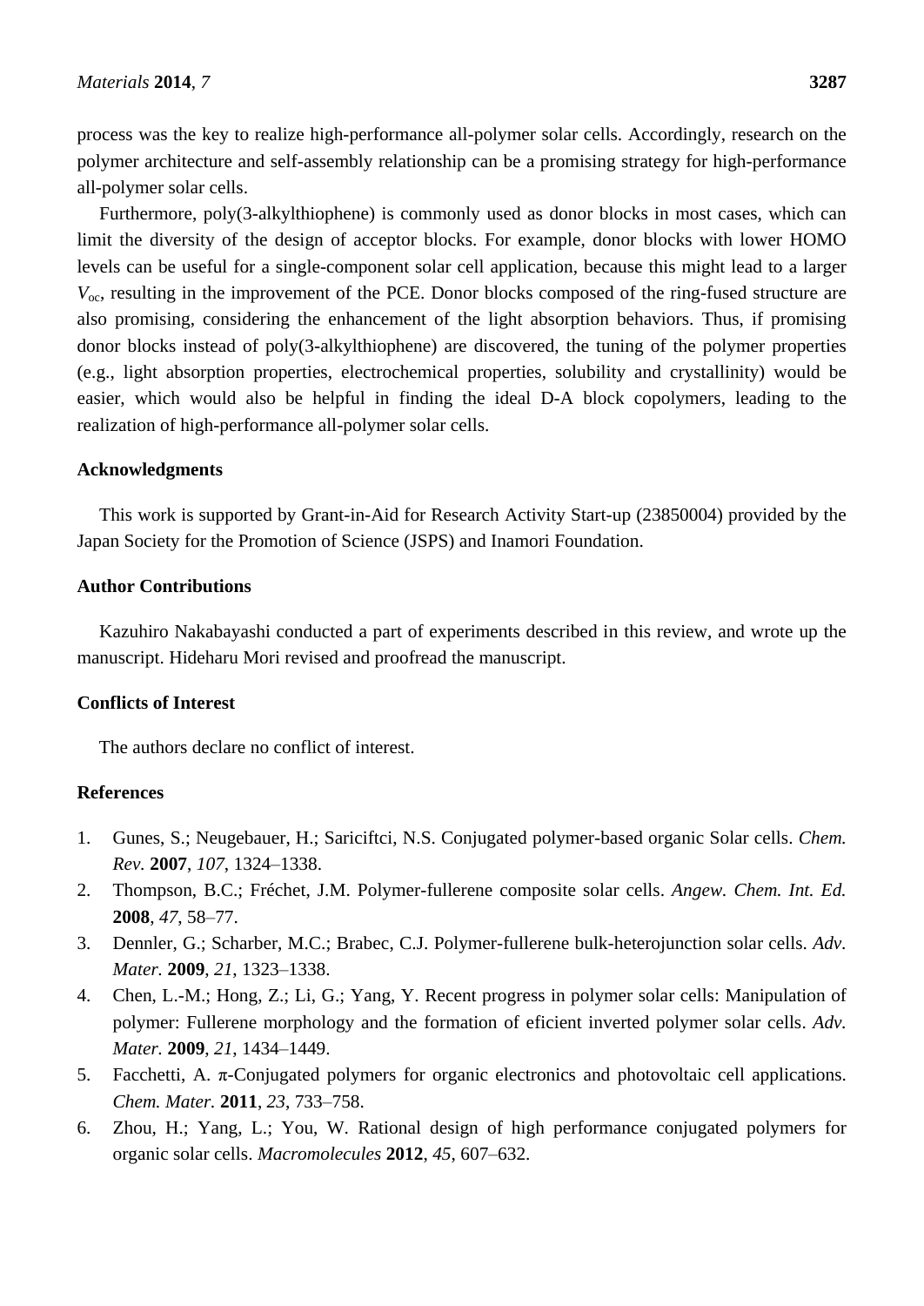process was the key to realize high-performance all-polymer solar cells. Accordingly, research on the polymer architecture and self-assembly relationship can be a promising strategy for high-performance all-polymer solar cells.

Furthermore, poly(3-alkylthiophene) is commonly used as donor blocks in most cases, which can limit the diversity of the design of acceptor blocks. For example, donor blocks with lower HOMO levels can be useful for a single-component solar cell application, because this might lead to a larger $V_{oc}$, resulting in the improvement of the PCE. Donor blocks composed of the ring-fused structure are also promising, considering the enhancement of the light absorption behaviors. Thus, if promising donor blocks instead of poly(3-alkylthiophene) are discovered, the tuning of the polymer properties (e.g., light absorption properties, electrochemical properties, solubility and crystallinity) would be easier, which would also be helpful in finding the ideal D-A block copolymers, leading to the realization of high-performance all-polymer solar cells.

## Acknowledgments

This work is supported by Grant-in-Aid for Research Activity Start-up (23850004) provided by the Japan Society for the Promotion of Science (JSPS) and Inamori Foundation.

## Author Contributions

Kazuhiro Nakabayashi conducted a part of experiments described in this review, and wrote up the manuscript. Hideharu Mori revised and proofread the manuscript.

## Conflicts of Interest

The authors declare no conflict of interest.

## References

1. Gunes, S.; Neugebauer, H.; Sariciftci, N.S. Conjugated polymer-based organic Solar cells. *Chem. Rev.* **2007**, *107*, 1324–1338.
2. Thompson, B.C.; Fréchet, J.M. Polymer-fullerene composite solar cells. *Angew. Chem. Int. Ed.* **2008**, *47*, 58–77.
3. Dennler, G.; Scharber, M.C.; Brabec, C.J. Polymer-fullerene bulk-heterojunction solar cells. *Adv. Mater.* **2009**, *21*, 1323–1338.
4. Chen, L.-M.; Hong, Z.; Li, G.; Yang, Y. Recent progress in polymer solar cells: Manipulation of polymer: Fullerene morphology and the formation of eficient inverted polymer solar cells. *Adv. Mater.* **2009**, *21*, 1434–1449.
5. Facchetti, A. π-Conjugated polymers for organic electronics and photovoltaic cell applications. *Chem. Mater.* **2011**, *23*, 733–758.
6. Zhou, H.; Yang, L.; You, W. Rational design of high performance conjugated polymers for organic solar cells. *Macromolecules* **2012**, *45*, 607–632.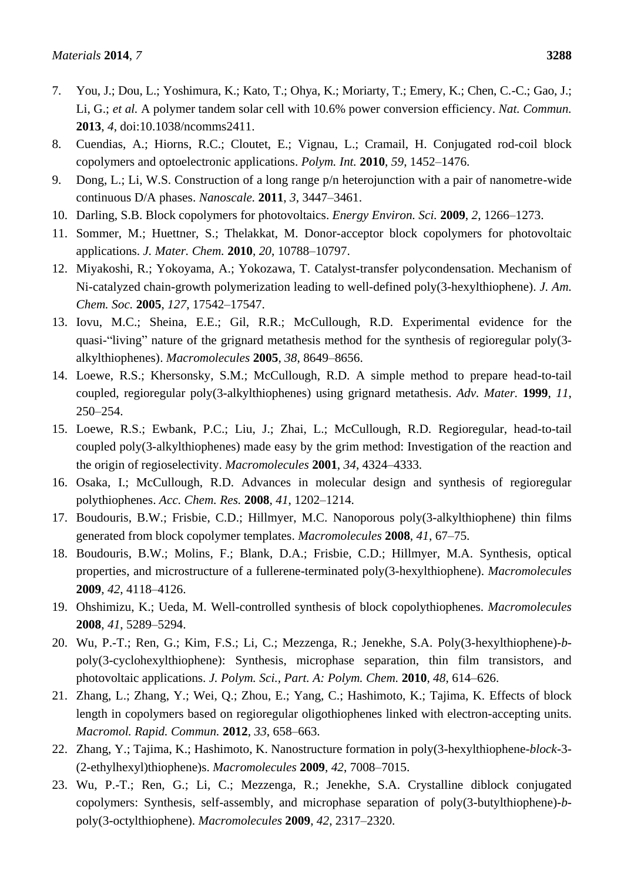7. You, J.; Dou, L.; Yoshimura, K.; Kato, T.; Ohya, K.; Moriarty, T.; Emery, K.; Chen, C.-C.; Gao, J.; Li, G.; *et al.* A polymer tandem solar cell with 10.6% power conversion efficiency. *Nat. Commun.* **2013**, *4*, doi:10.1038/ncomms2411.
8. Cuendias, A.; Hiorns, R.C.; Cloutet, E.; Vignau, L.; Cramail, H. Conjugated rod-coil block copolymers and optoelectronic applications. *Polym. Int.* **2010**, *59*, 1452–1476.
9. Dong, L.; Li, W.S. Construction of a long range p/n heterojunction with a pair of nanometre-wide continuous D/A phases. *Nanoscale.* **2011**, *3*, 3447–3461.
10. Darling, S.B. Block copolymers for photovoltaics. *Energy Environ. Sci.* **2009**, *2*, 1266–1273.
11. Sommer, M.; Huettner, S.; Thelakkat, M. Donor-acceptor block copolymers for photovoltaic applications. *J. Mater. Chem.* **2010**, *20*, 10788–10797.
12. Miyakoshi, R.; Yokoyama, A.; Yokozawa, T. Catalyst-transfer polycondensation. Mechanism of Ni-catalyzed chain-growth polymerization leading to well-defined poly(3-hexylthiophene). *J. Am. Chem. Soc.* **2005**, *127*, 17542–17547.
13. Iovu, M.C.; Sheina, E.E.; Gil, R.R.; McCullough, R.D. Experimental evidence for the quasi-"living" nature of the grignard metathesis method for the synthesis of regioregular poly(3-alkylthiophenes). *Macromolecules* **2005**, *38*, 8649–8656.
14. Loewe, R.S.; Khersonsky, S.M.; McCullough, R.D. A simple method to prepare head-to-tail coupled, regioregular poly(3-alkylthiophenes) using grignard metathesis. *Adv. Mater.* **1999**, *11*, 250–254.
15. Loewe, R.S.; Ewbank, P.C.; Liu, J.; Zhai, L.; McCullough, R.D. Regioregular, head-to-tail coupled poly(3-alkylthiophenes) made easy by the grim method: Investigation of the reaction and the origin of regioselectivity. *Macromolecules* **2001**, *34*, 4324–4333.
16. Osaka, I.; McCullough, R.D. Advances in molecular design and synthesis of regioregular polythiophenes. *Acc. Chem. Res.* **2008**, *41*, 1202–1214.
17. Boudouris, B.W.; Frisbie, C.D.; Hillmyer, M.C. Nanoporous poly(3-alkylthiophene) thin films generated from block copolymer templates. *Macromolecules* **2008**, *41*, 67–75.
18. Boudouris, B.W.; Molins, F.; Blank, D.A.; Frisbie, C.D.; Hillmyer, M.A. Synthesis, optical properties, and microstructure of a fullerene-terminated poly(3-hexylthiophene). *Macromolecules* **2009**, *42*, 4118–4126.
19. Ohshimizu, K.; Ueda, M. Well-controlled synthesis of block copolythiophenes. *Macromolecules* **2008**, *41*, 5289–5294.
20. Wu, P.-T.; Ren, G.; Kim, F.S.; Li, C.; Mezzenga, R.; Jenekhe, S.A. Poly(3-hexylthiophene)-*b*-poly(3-cyclohexylthiophene): Synthesis, microphase separation, thin film transistors, and photovoltaic applications. *J. Polym. Sci., Part. A: Polym. Chem.* **2010**, *48*, 614–626.
21. Zhang, L.; Zhang, Y.; Wei, Q.; Zhou, E.; Yang, C.; Hashimoto, K.; Tajima, K. Effects of block length in copolymers based on regioregular oligothiophenes linked with electron-accepting units. *Macromol. Rapid. Commun.* **2012**, *33*, 658–663.
22. Zhang, Y.; Tajima, K.; Hashimoto, K. Nanostructure formation in poly(3-hexylthiophene-*block*-3-(2-ethylhexyl)thiophene)s. *Macromolecules* **2009**, *42*, 7008–7015.
23. Wu, P.-T.; Ren, G.; Li, C.; Mezzenga, R.; Jenekhe, S.A. Crystalline diblock conjugated copolymers: Synthesis, self-assembly, and microphase separation of poly(3-butylthiophene)-*b*-poly(3-octylthiophene). *Macromolecules* **2009**, *42*, 2317–2320.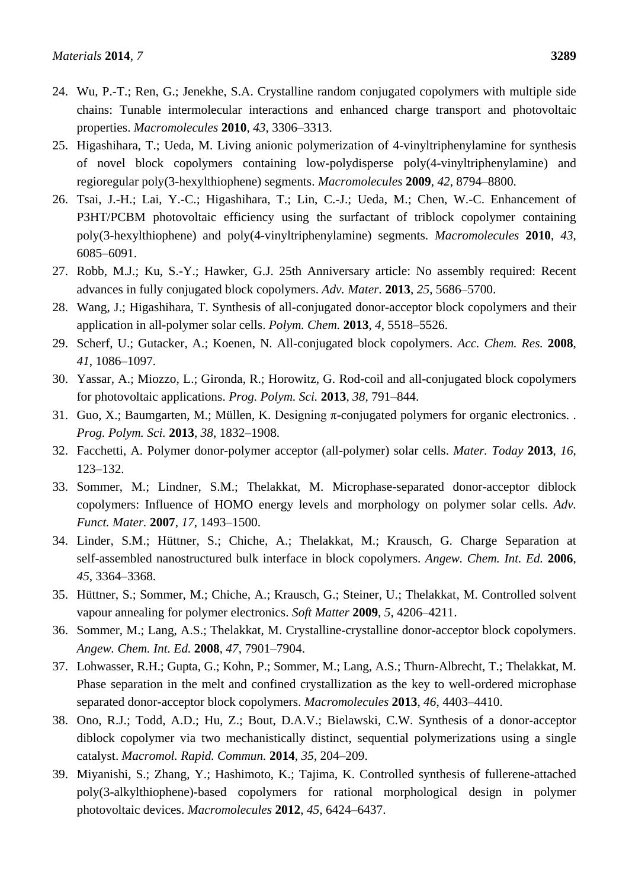24. Wu, P.-T.; Ren, G.; Jenekhe, S.A. Crystalline random conjugated copolymers with multiple side chains: Tunable intermolecular interactions and enhanced charge transport and photovoltaic properties. *Macromolecules* **2010**, *43*, 3306–3313.
25. Higashihara, T.; Ueda, M. Living anionic polymerization of 4-vinyltriphenylamine for synthesis of novel block copolymers containing low-polydisperse poly(4-vinyltriphenylamine) and regioregular poly(3-hexylthiophene) segments. *Macromolecules* **2009**, *42*, 8794–8800.
26. Tsai, J.-H.; Lai, Y.-C.; Higashihara, T.; Lin, C.-J.; Ueda, M.; Chen, W.-C. Enhancement of P3HT/PCBM photovoltaic efficiency using the surfactant of triblock copolymer containing poly(3-hexylthiophene) and poly(4-vinyltriphenylamine) segments. *Macromolecules* **2010**, *43*, 6085–6091.
27. Robb, M.J.; Ku, S.-Y.; Hawker, G.J. 25th Anniversary article: No assembly required: Recent advances in fully conjugated block copolymers. *Adv. Mater.* **2013**, *25*, 5686–5700.
28. Wang, J.; Higashihara, T. Synthesis of all-conjugated donor-acceptor block copolymers and their application in all-polymer solar cells. *Polym. Chem.* **2013**, *4*, 5518–5526.
29. Scherf, U.; Gutacker, A.; Koenen, N. All-conjugated block copolymers. *Acc. Chem. Res.* **2008**, *41*, 1086–1097.
30. Yassar, A.; Miozzo, L.; Gironda, R.; Horowitz, G. Rod-coil and all-conjugated block copolymers for photovoltaic applications. *Prog. Polym. Sci.* **2013**, *38*, 791–844.
31. Guo, X.; Baumgarten, M.; Müllen, K. Designing π-conjugated polymers for organic electronics. . *Prog. Polym. Sci.* **2013**, *38*, 1832–1908.
32. Facchetti, A. Polymer donor-polymer acceptor (all-polymer) solar cells. *Mater. Today* **2013**, *16*, 123–132.
33. Sommer, M.; Lindner, S.M.; Thelakkat, M. Microphase-separated donor-acceptor diblock copolymers: Influence of HOMO energy levels and morphology on polymer solar cells. *Adv. Funct. Mater.* **2007**, *17*, 1493–1500.
34. Linder, S.M.; Hüttner, S.; Chiche, A.; Thelakkat, M.; Krausch, G. Charge Separation at self-assembled nanostructured bulk interface in block copolymers. *Angew. Chem. Int. Ed.* **2006**, *45*, 3364–3368.
35. Hüttner, S.; Sommer, M.; Chiche, A.; Krausch, G.; Steiner, U.; Thelakkat, M. Controlled solvent vapour annealing for polymer electronics. *Soft Matter* **2009**, *5*, 4206–4211.
36. Sommer, M.; Lang, A.S.; Thelakkat, M. Crystalline-crystalline donor-acceptor block copolymers. *Angew. Chem. Int. Ed.* **2008**, *47*, 7901–7904.
37. Lohwasser, R.H.; Gupta, G.; Kohn, P.; Sommer, M.; Lang, A.S.; Thurn-Albrecht, T.; Thelakkat, M. Phase separation in the melt and confined crystallization as the key to well-ordered microphase separated donor-acceptor block copolymers. *Macromolecules* **2013**, *46*, 4403–4410.
38. Ono, R.J.; Todd, A.D.; Hu, Z.; Bout, D.A.V.; Bielawski, C.W. Synthesis of a donor-acceptor diblock copolymer via two mechanistically distinct, sequential polymerizations using a single catalyst. *Macromol. Rapid. Commun.* **2014**, *35*, 204–209.
39. Miyanishi, S.; Zhang, Y.; Hashimoto, K.; Tajima, K. Controlled synthesis of fullerene-attached poly(3-alkylthiophene)-based copolymers for rational morphological design in polymer photovoltaic devices. *Macromolecules* **2012**, *45*, 6424–6437.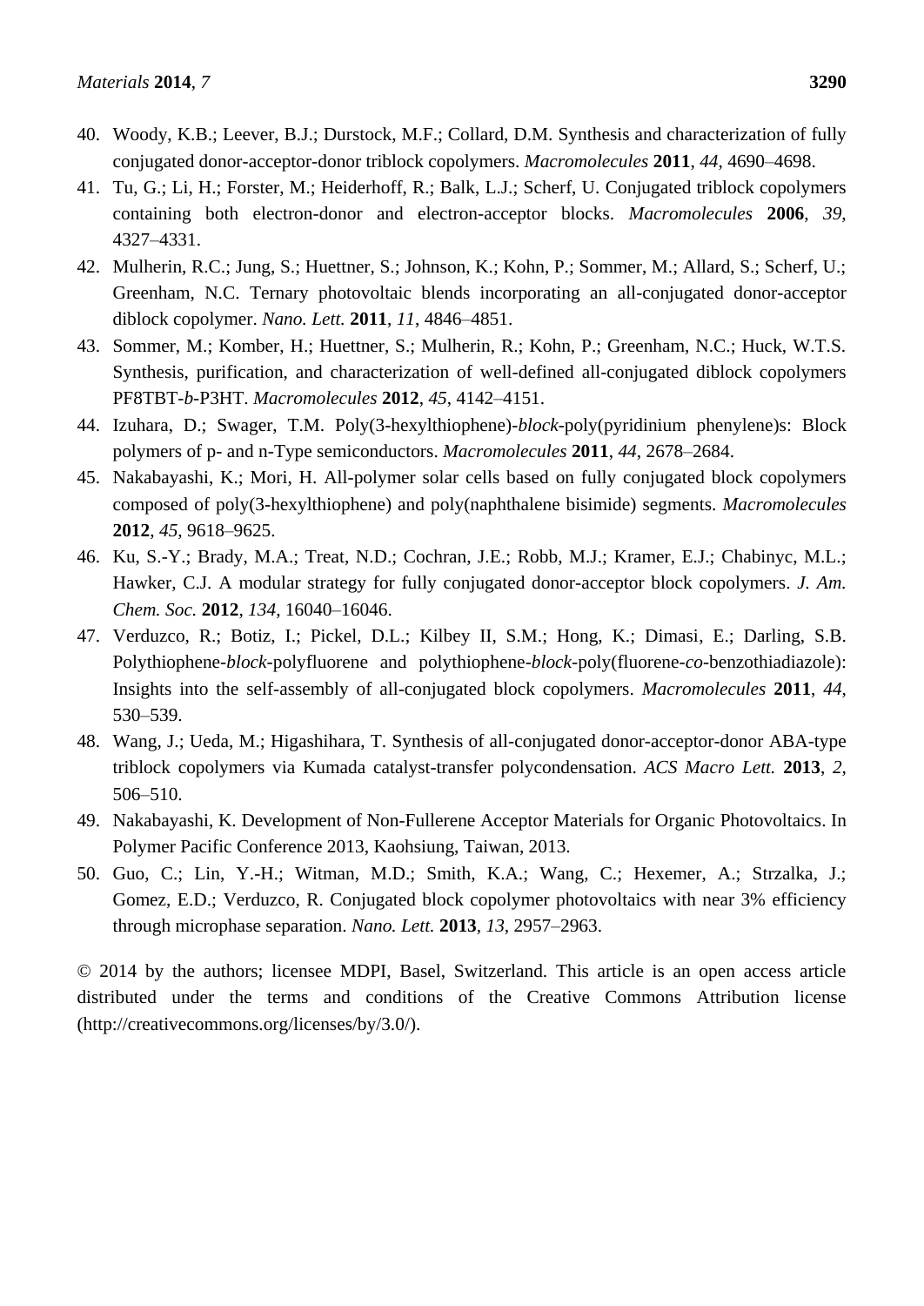40. Woody, K.B.; Leever, B.J.; Durstock, M.F.; Collard, D.M. Synthesis and characterization of fully conjugated donor-acceptor-donor triblock copolymers. *Macromolecules* **2011**, *44*, 4690–4698.
41. Tu, G.; Li, H.; Forster, M.; Heiderhoff, R.; Balk, L.J.; Scherf, U. Conjugated triblock copolymers containing both electron-donor and electron-acceptor blocks. *Macromolecules* **2006**, *39*, 4327–4331.
42. Mulherin, R.C.; Jung, S.; Huettner, S.; Johnson, K.; Kohn, P.; Sommer, M.; Allard, S.; Scherf, U.; Greenham, N.C. Ternary photovoltaic blends incorporating an all-conjugated donor-acceptor diblock copolymer. *Nano. Lett.* **2011**, *11*, 4846–4851.
43. Sommer, M.; Komber, H.; Huettner, S.; Mulherin, R.; Kohn, P.; Greenham, N.C.; Huck, W.T.S. Synthesis, purification, and characterization of well-defined all-conjugated diblock copolymers PF8TBT-*b*-P3HT. *Macromolecules* **2012**, *45*, 4142–4151.
44. Izuhara, D.; Swager, T.M. Poly(3-hexylthiophene)-*block*-poly(pyridinium phenylene)s: Block polymers of p- and n-Type semiconductors. *Macromolecules* **2011**, *44*, 2678–2684.
45. Nakabayashi, K.; Mori, H. All-polymer solar cells based on fully conjugated block copolymers composed of poly(3-hexylthiophene) and poly(naphthalene bisimide) segments. *Macromolecules* **2012**, *45*, 9618–9625.
46. Ku, S.-Y.; Brady, M.A.; Treat, N.D.; Cochran, J.E.; Robb, M.J.; Kramer, E.J.; Chabinyc, M.L.; Hawker, C.J. A modular strategy for fully conjugated donor-acceptor block copolymers. *J. Am. Chem. Soc.* **2012**, *134*, 16040–16046.
47. Verduzco, R.; Botiz, I.; Pickel, D.L.; Kilbey II, S.M.; Hong, K.; Dimasi, E.; Darling, S.B. Polythiophene-*block*-polyfluorene and polythiophene-*block*-poly(fluorene-*co*-benzothiadiazole): Insights into the self-assembly of all-conjugated block copolymers. *Macromolecules* **2011**, *44*, 530–539.
48. Wang, J.; Ueda, M.; Higashihara, T. Synthesis of all-conjugated donor-acceptor-donor ABA-type triblock copolymers via Kumada catalyst-transfer polycondensation. *ACS Macro Lett.* **2013**, *2*, 506–510.
49. Nakabayashi, K. Development of Non-Fullerene Acceptor Materials for Organic Photovoltaics. In Polymer Pacific Conference 2013, Kaohsiung, Taiwan, 2013.
50. Guo, C.; Lin, Y.-H.; Witman, M.D.; Smith, K.A.; Wang, C.; Hexemer, A.; Strzalka, J.; Gomez, E.D.; Verduzco, R. Conjugated block copolymer photovoltaics with near 3% efficiency through microphase separation. *Nano. Lett.* **2013**, *13*, 2957–2963.

© 2014 by the authors; licensee MDPI, Basel, Switzerland. This article is an open access article distributed under the terms and conditions of the Creative Commons Attribution license (http://creativecommons.org/licenses/by/3.0/).